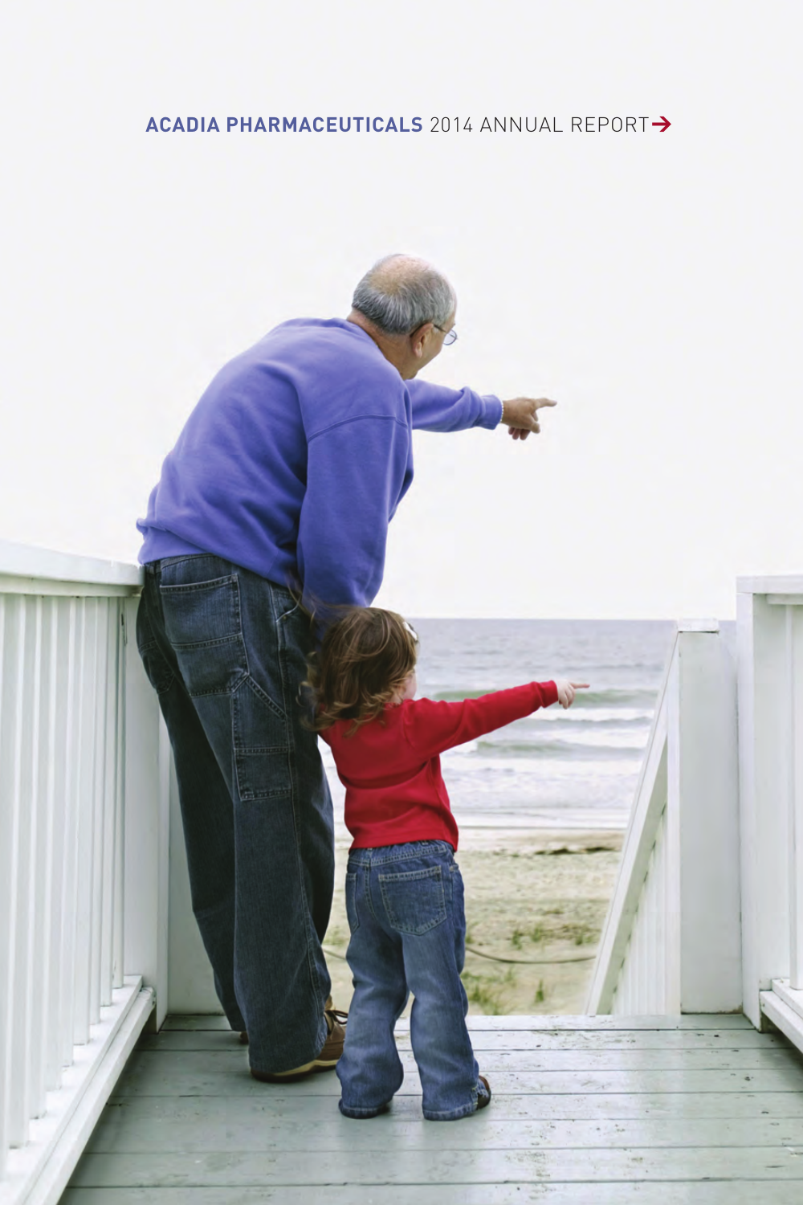# ACADIA PHARMACEUTICALS 2014 ANNUAL REPORT→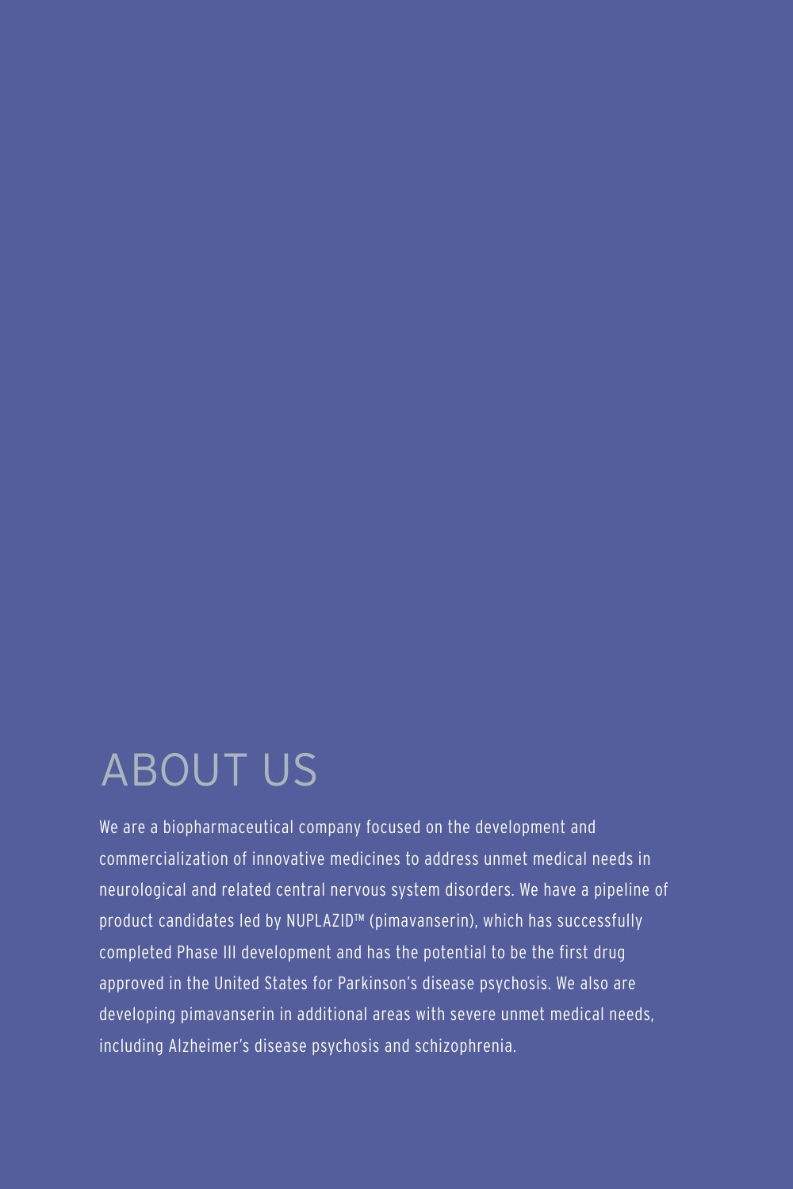# ABOUT US

We are a biopharmaceutical company focused on the development and commercialization of innovative medicines to address unmet medical needs in neurological and related central nervous system disorders. We have a pipeline of product candidates led by NUPLAZID™ (pimavanserin), which has successfully completed Phase III development and has the potential to be the first drug approved in the United States for Parkinson's disease psychosis. We also are developing pimavanserin in additional areas with severe unmet medical needs, including Alzheimer's disease psychosis and schizophrenia.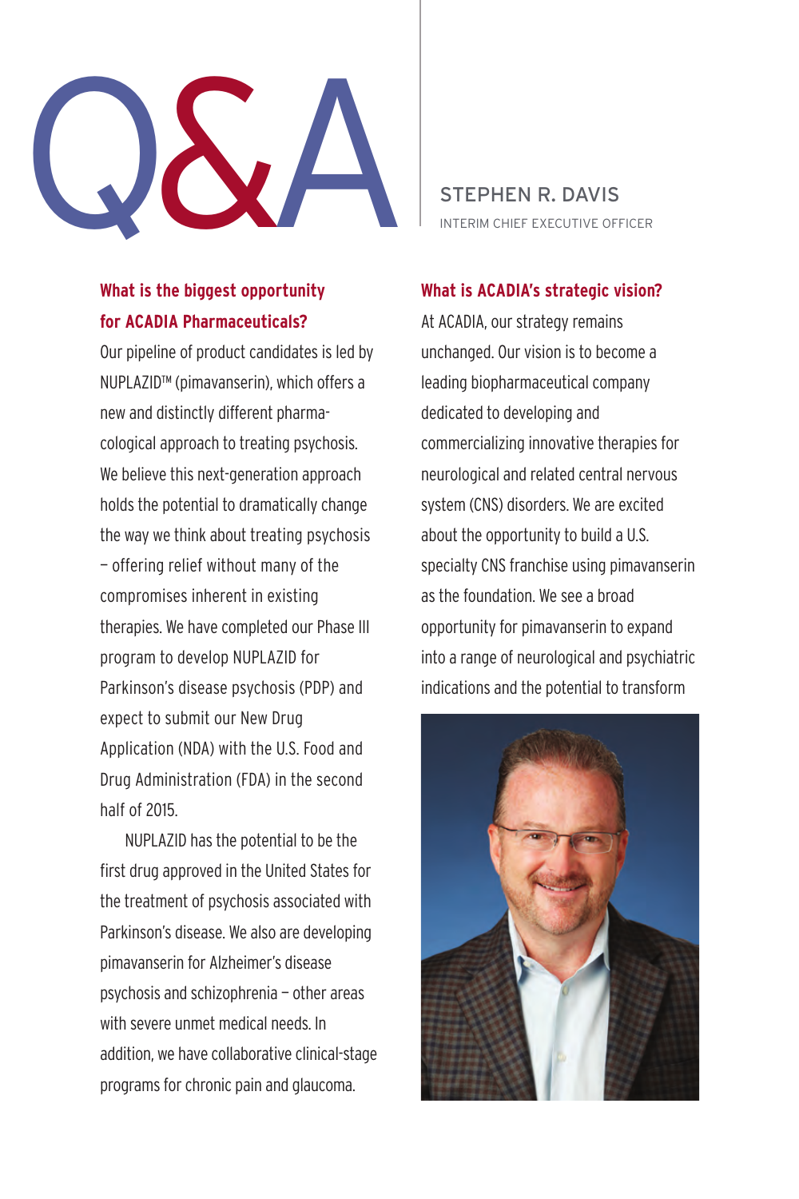# Q&A

**STEPHEN R. DAVIS**
INTERIM CHIEF EXECUTIVE OFFICER

### What is the biggest opportunity for ACADIA Pharmaceuticals?

Our pipeline of product candidates is led by NUPLAZID™ (pimavanserin), which offers a new and distinctly different pharmacological approach to treating psychosis. We believe this next-generation approach holds the potential to dramatically change the way we think about treating psychosis – offering relief without many of the compromises inherent in existing therapies. We have completed our Phase III program to develop NUPLAZID for Parkinson's disease psychosis (PDP) and expect to submit our New Drug Application (NDA) with the U.S. Food and Drug Administration (FDA) in the second half of 2015.

NUPLAZID has the potential to be the first drug approved in the United States for the treatment of psychosis associated with Parkinson's disease. We also are developing pimavanserin for Alzheimer's disease psychosis and schizophrenia – other areas with severe unmet medical needs. In addition, we have collaborative clinical-stage programs for chronic pain and glaucoma.

### What is ACADIA's strategic vision?

At ACADIA, our strategy remains unchanged. Our vision is to become a leading biopharmaceutical company dedicated to developing and commercializing innovative therapies for neurological and related central nervous system (CNS) disorders. We are excited about the opportunity to build a U.S. specialty CNS franchise using pimavanserin as the foundation. We see a broad opportunity for pimavanserin to expand into a range of neurological and psychiatric indications and the potential to transform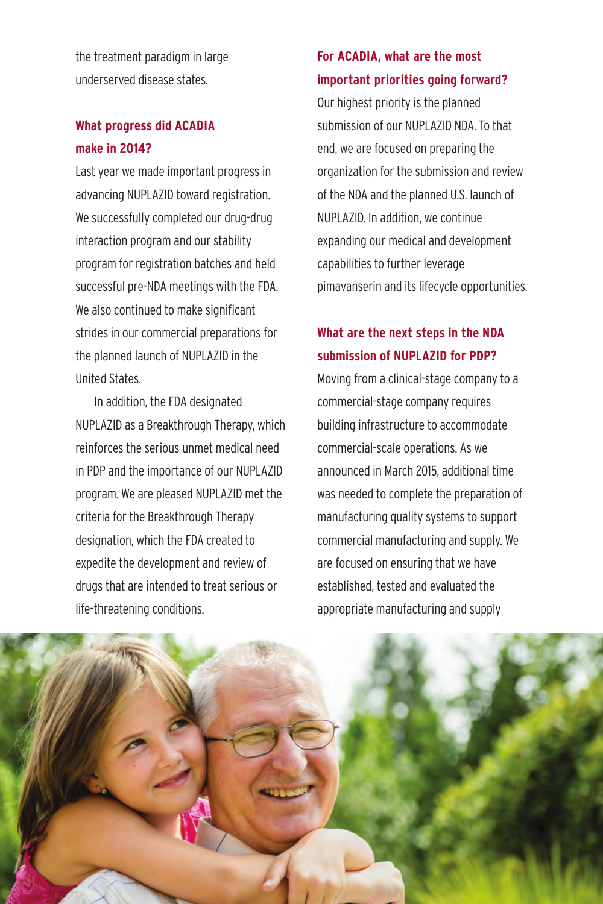the treatment paradigm in large underserved disease states.

**What progress did ACADIA make in 2014?**

Last year we made important progress in advancing NUPLAZID toward registration. We successfully completed our drug-drug interaction program and our stability program for registration batches and held successful pre-NDA meetings with the FDA. We also continued to make significant strides in our commercial preparations for the planned launch of NUPLAZID in the United States.

In addition, the FDA designated NUPLAZID as a Breakthrough Therapy, which reinforces the serious unmet medical need in PDP and the importance of our NUPLAZID program. We are pleased NUPLAZID met the criteria for the Breakthrough Therapy designation, which the FDA created to expedite the development and review of drugs that are intended to treat serious or life-threatening conditions.

**For ACADIA, what are the most important priorities going forward?**

Our highest priority is the planned submission of our NUPLAZID NDA. To that end, we are focused on preparing the organization for the submission and review of the NDA and the planned U.S. launch of NUPLAZID. In addition, we continue expanding our medical and development capabilities to further leverage pimavanserin and its lifecycle opportunities.

**What are the next steps in the NDA submission of NUPLAZID for PDP?**

Moving from a clinical-stage company to a commercial-stage company requires building infrastructure to accommodate commercial-scale operations. As we announced in March 2015, additional time was needed to complete the preparation of manufacturing quality systems to support commercial manufacturing and supply. We are focused on ensuring that we have established, tested and evaluated the appropriate manufacturing and supply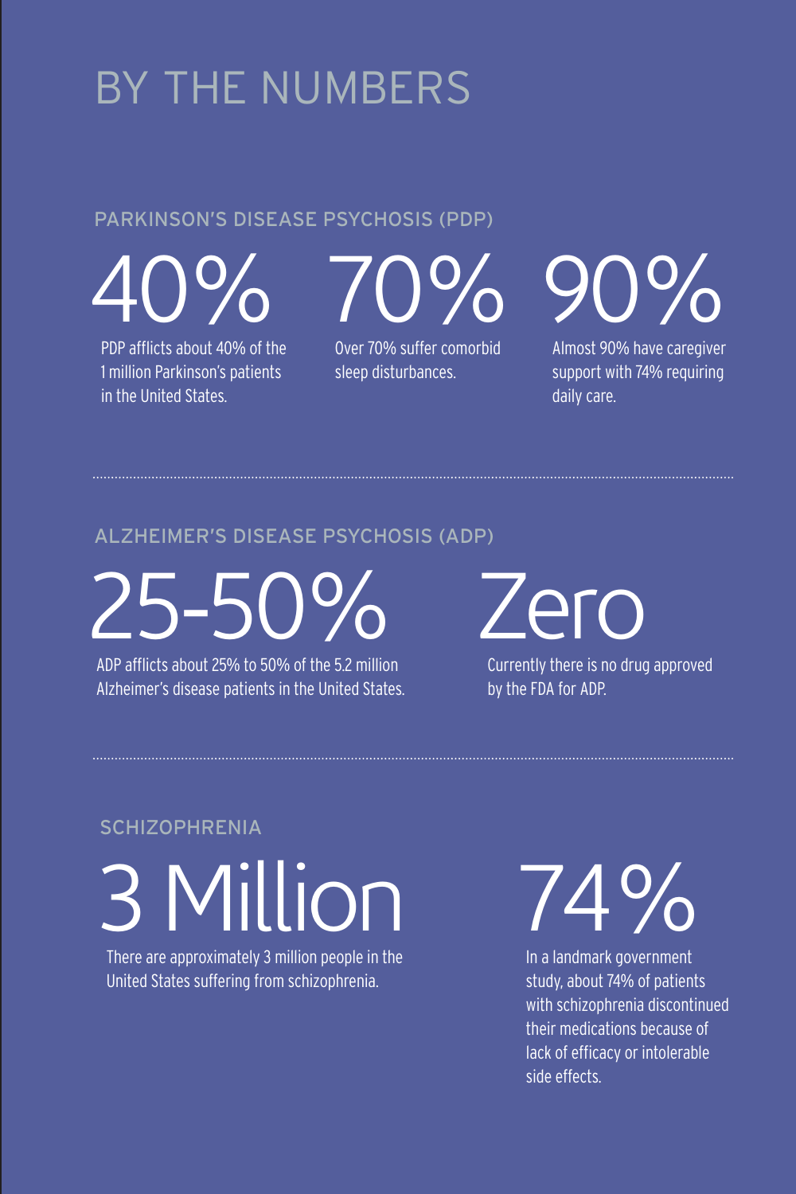# BY THE NUMBERS

## PARKINSON'S DISEASE PSYCHOSIS (PDP)

**40%**

PDP afflicts about 40% of the 1 million Parkinson's patients in the United States.

**70%**

Over 70% suffer comorbid sleep disturbances.

**90%**

Almost 90% have caregiver support with 74% requiring daily care.

## ALZHEIMER'S DISEASE PSYCHOSIS (ADP)

**25-50%**

ADP afflicts about 25% to 50% of the 5.2 million Alzheimer's disease patients in the United States.

**Zero**

Currently there is no drug approved by the FDA for ADP.

## SCHIZOPHRENIA

**3 Million**

There are approximately 3 million people in the United States suffering from schizophrenia.

**74%**

In a landmark government study, about 74% of patients with schizophrenia discontinued their medications because of lack of efficacy or intolerable side effects.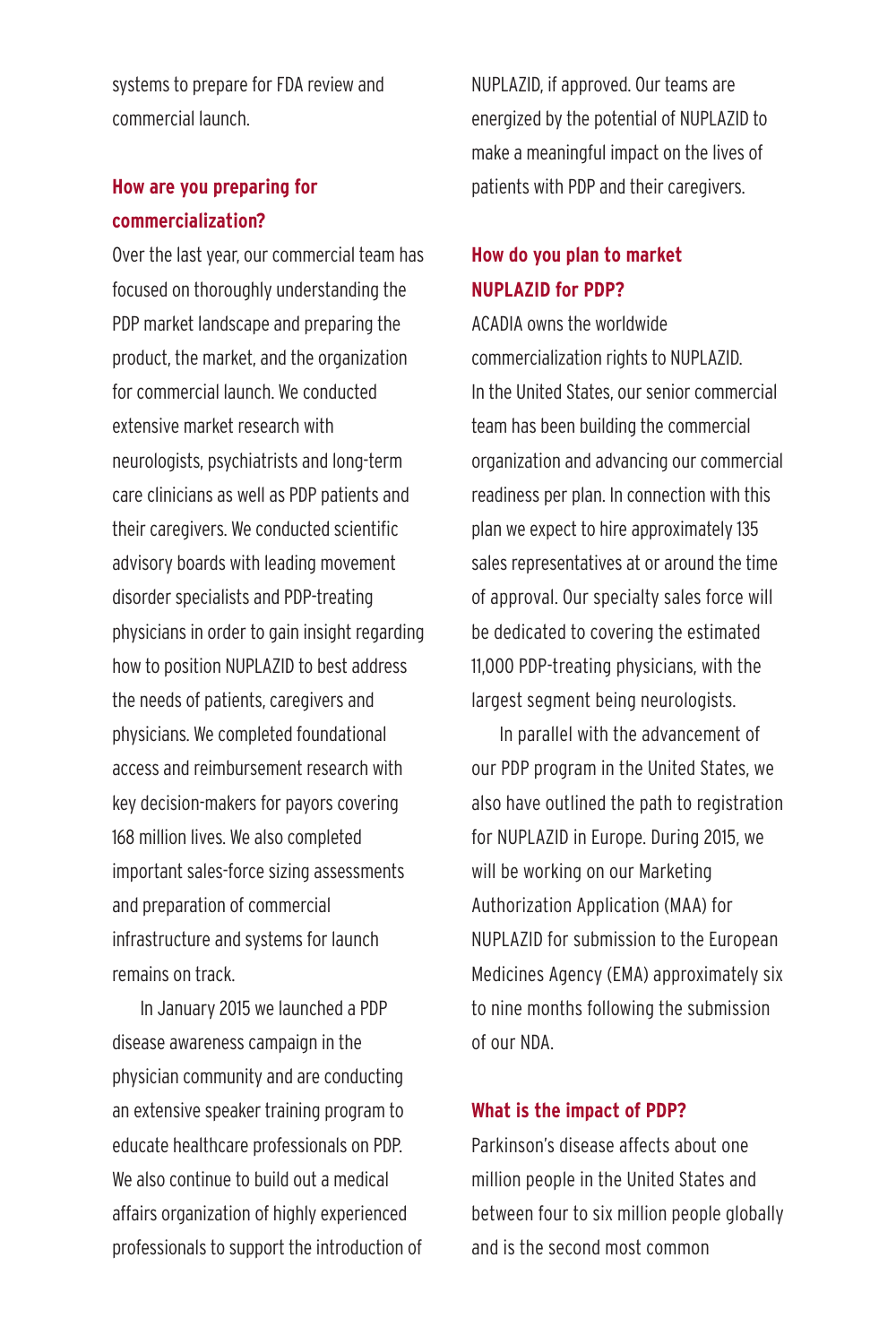systems to prepare for FDA review and commercial launch.

**How are you preparing for commercialization?**

Over the last year, our commercial team has focused on thoroughly understanding the PDP market landscape and preparing the product, the market, and the organization for commercial launch. We conducted extensive market research with neurologists, psychiatrists and long-term care clinicians as well as PDP patients and their caregivers. We conducted scientific advisory boards with leading movement disorder specialists and PDP-treating physicians in order to gain insight regarding how to position NUPLAZID to best address the needs of patients, caregivers and physicians. We completed foundational access and reimbursement research with key decision-makers for payors covering 168 million lives. We also completed important sales-force sizing assessments and preparation of commercial infrastructure and systems for launch remains on track.

In January 2015 we launched a PDP disease awareness campaign in the physician community and are conducting an extensive speaker training program to educate healthcare professionals on PDP. We also continue to build out a medical affairs organization of highly experienced professionals to support the introduction of NUPLAZID, if approved. Our teams are energized by the potential of NUPLAZID to make a meaningful impact on the lives of patients with PDP and their caregivers.

**How do you plan to market NUPLAZID for PDP?**

ACADIA owns the worldwide commercialization rights to NUPLAZID. In the United States, our senior commercial team has been building the commercial organization and advancing our commercial readiness per plan. In connection with this plan we expect to hire approximately 135 sales representatives at or around the time of approval. Our specialty sales force will be dedicated to covering the estimated 11,000 PDP-treating physicians, with the largest segment being neurologists.

In parallel with the advancement of our PDP program in the United States, we also have outlined the path to registration for NUPLAZID in Europe. During 2015, we will be working on our Marketing Authorization Application (MAA) for NUPLAZID for submission to the European Medicines Agency (EMA) approximately six to nine months following the submission of our NDA.

**What is the impact of PDP?**

Parkinson's disease affects about one million people in the United States and between four to six million people globally and is the second most common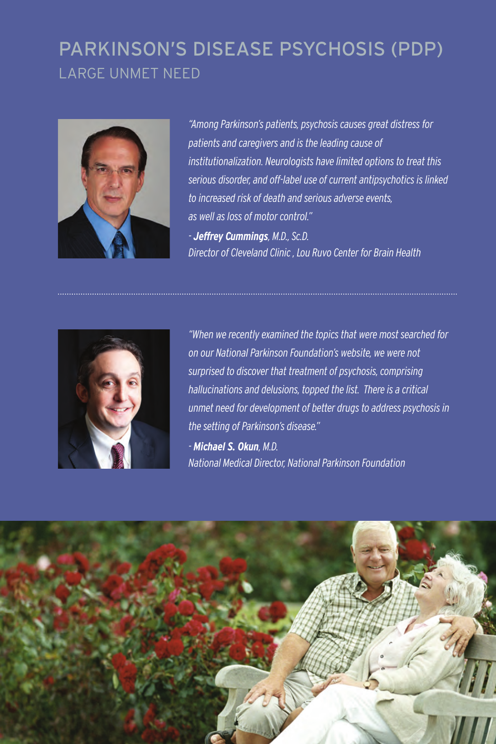# PARKINSON'S DISEASE PSYCHOSIS (PDP)

## LARGE UNMET NEED

*"Among Parkinson's patients, psychosis causes great distress for patients and caregivers and is the leading cause of institutionalization. Neurologists have limited options to treat this serious disorder, and off-label use of current antipsychotics is linked to increased risk of death and serious adverse events, as well as loss of motor control."*

*- **Jeffrey Cummings**, M.D., Sc.D.*
*Director of Cleveland Clinic , Lou Ruvo Center for Brain Health*

---

*"When we recently examined the topics that were most searched for on our National Parkinson Foundation's website, we were not surprised to discover that treatment of psychosis, comprising hallucinations and delusions, topped the list. There is a critical unmet need for development of better drugs to address psychosis in the setting of Parkinson's disease."*

*- **Michael S. Okun**, M.D.*
*National Medical Director, National Parkinson Foundation*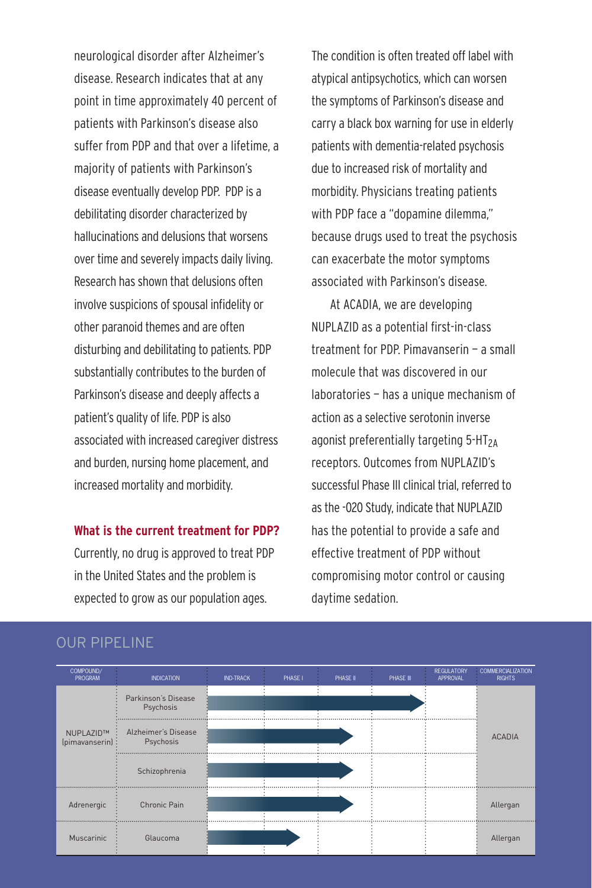neurological disorder after Alzheimer's disease. Research indicates that at any point in time approximately 40 percent of patients with Parkinson's disease also suffer from PDP and that over a lifetime, a majority of patients with Parkinson's disease eventually develop PDP. PDP is a debilitating disorder characterized by hallucinations and delusions that worsens over time and severely impacts daily living. Research has shown that delusions often involve suspicions of spousal infidelity or other paranoid themes and are often disturbing and debilitating to patients. PDP substantially contributes to the burden of Parkinson's disease and deeply affects a patient's quality of life. PDP is also associated with increased caregiver distress and burden, nursing home placement, and increased mortality and morbidity.

**What is the current treatment for PDP?**

Currently, no drug is approved to treat PDP in the United States and the problem is expected to grow as our population ages. The condition is often treated off label with atypical antipsychotics, which can worsen the symptoms of Parkinson's disease and carry a black box warning for use in elderly patients with dementia-related psychosis due to increased risk of mortality and morbidity. Physicians treating patients with PDP face a "dopamine dilemma," because drugs used to treat the psychosis can exacerbate the motor symptoms associated with Parkinson's disease.

At ACADIA, we are developing NUPLAZID as a potential first-in-class treatment for PDP. Pimavanserin – a small molecule that was discovered in our laboratories – has a unique mechanism of action as a selective serotonin inverse agonist preferentially targeting 5-$HT_{2A}$ receptors. Outcomes from NUPLAZID's successful Phase III clinical trial, referred to as the -020 Study, indicate that NUPLAZID has the potential to provide a safe and effective treatment of PDP without compromising motor control or causing daytime sedation.

## OUR PIPELINE

COMPOUND/ PROGRAM
INDICATION
IND-TRACK
PHASE I
PHASE II
PHASE III
REGULATORY APPROVAL
COMMERCIALIZATION RIGHTS

NUPLAZID™ (pimavanserin)
Parkinson's Disease Psychosis
Alzheimer's Disease Psychosis
Schizophrenia
ACADIA

Adrenergic
Chronic Pain
Allergan

Muscarinic
Glaucoma
Allergan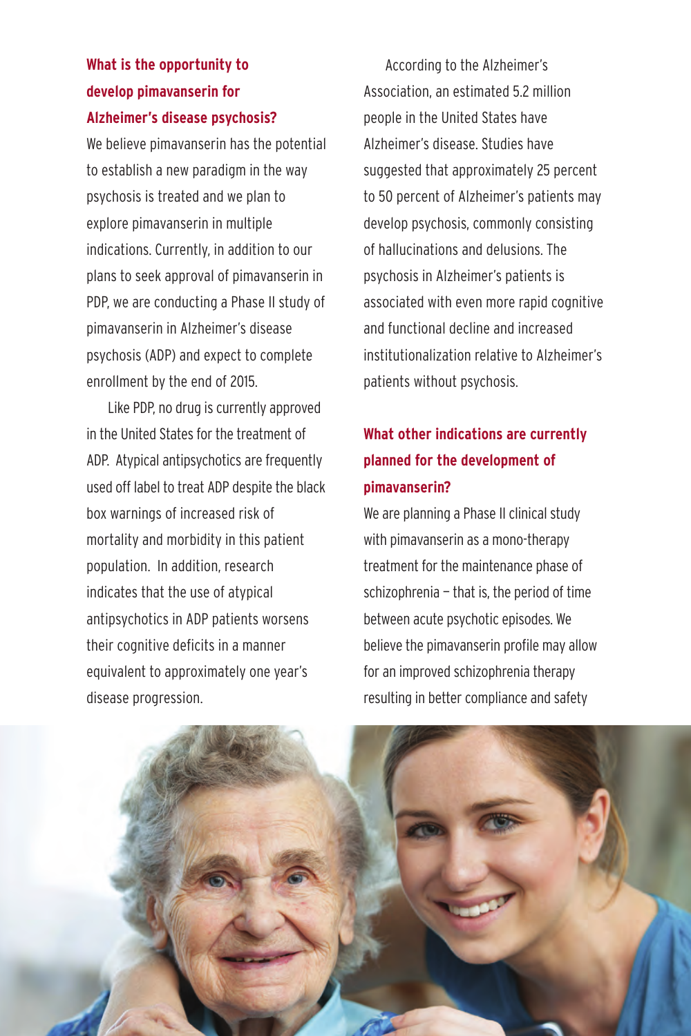### What is the opportunity to develop pimavanserin for Alzheimer's disease psychosis?

We believe pimavanserin has the potential to establish a new paradigm in the way psychosis is treated and we plan to explore pimavanserin in multiple indications. Currently, in addition to our plans to seek approval of pimavanserin in PDP, we are conducting a Phase II study of pimavanserin in Alzheimer's disease psychosis (ADP) and expect to complete enrollment by the end of 2015.

Like PDP, no drug is currently approved in the United States for the treatment of ADP. Atypical antipsychotics are frequently used off label to treat ADP despite the black box warnings of increased risk of mortality and morbidity in this patient population. In addition, research indicates that the use of atypical antipsychotics in ADP patients worsens their cognitive deficits in a manner equivalent to approximately one year's disease progression.

According to the Alzheimer's Association, an estimated 5.2 million people in the United States have Alzheimer's disease. Studies have suggested that approximately 25 percent to 50 percent of Alzheimer's patients may develop psychosis, commonly consisting of hallucinations and delusions. The psychosis in Alzheimer's patients is associated with even more rapid cognitive and functional decline and increased institutionalization relative to Alzheimer's patients without psychosis.

### What other indications are currently planned for the development of pimavanserin?

We are planning a Phase II clinical study with pimavanserin as a mono-therapy treatment for the maintenance phase of schizophrenia – that is, the period of time between acute psychotic episodes. We believe the pimavanserin profile may allow for an improved schizophrenia therapy resulting in better compliance and safety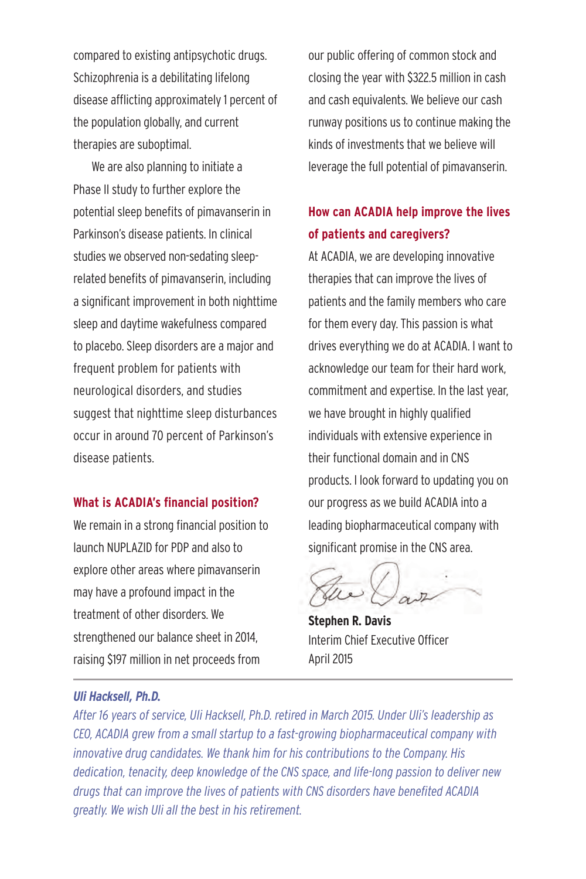compared to existing antipsychotic drugs. Schizophrenia is a debilitating lifelong disease afflicting approximately 1 percent of the population globally, and current therapies are suboptimal.

We are also planning to initiate a Phase II study to further explore the potential sleep benefits of pimavanserin in Parkinson's disease patients. In clinical studies we observed non-sedating sleep-related benefits of pimavanserin, including a significant improvement in both nighttime sleep and daytime wakefulness compared to placebo. Sleep disorders are a major and frequent problem for patients with neurological disorders, and studies suggest that nighttime sleep disturbances occur in around 70 percent of Parkinson's disease patients.

## What is ACADIA's financial position?

We remain in a strong financial position to launch NUPLAZID for PDP and also to explore other areas where pimavanserin may have a profound impact in the treatment of other disorders. We strengthened our balance sheet in 2014, raising $197 million in net proceeds from our public offering of common stock and closing the year with $322.5 million in cash and cash equivalents. We believe our cash runway positions us to continue making the kinds of investments that we believe will leverage the full potential of pimavanserin.

## How can ACADIA help improve the lives of patients and caregivers?

At ACADIA, we are developing innovative therapies that can improve the lives of patients and the family members who care for them every day. This passion is what drives everything we do at ACADIA. I want to acknowledge our team for their hard work, commitment and expertise. In the last year, we have brought in highly qualified individuals with extensive experience in their functional domain and in CNS products. I look forward to updating you on our progress as we build ACADIA into a leading biopharmaceutical company with significant promise in the CNS area.

**Stephen R. Davis**
Interim Chief Executive Officer
April 2015

---

***Uli Hacksell, Ph.D.***

*After 16 years of service, Uli Hacksell, Ph.D. retired in March 2015. Under Uli's leadership as CEO, ACADIA grew from a small startup to a fast-growing biopharmaceutical company with innovative drug candidates. We thank him for his contributions to the Company. His dedication, tenacity, deep knowledge of the CNS space, and life-long passion to deliver new drugs that can improve the lives of patients with CNS disorders have benefited ACADIA greatly. We wish Uli all the best in his retirement.*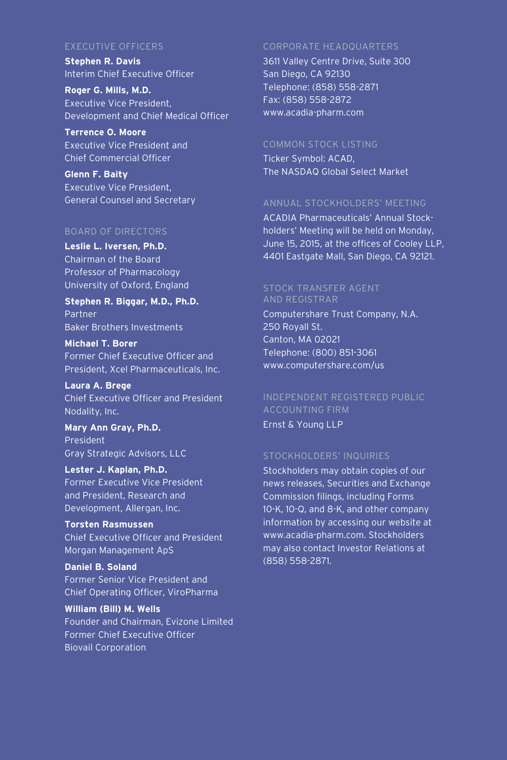## EXECUTIVE OFFICERS

**Stephen R. Davis**
Interim Chief Executive Officer

**Roger G. Mills, M.D.**
Executive Vice President,
Development and Chief Medical Officer

**Terrence O. Moore**
Executive Vice President and
Chief Commercial Officer

**Glenn F. Baity**
Executive Vice President,
General Counsel and Secretary

## BOARD OF DIRECTORS

**Leslie L. Iversen, Ph.D.**
Chairman of the Board
Professor of Pharmacology
University of Oxford, England

**Stephen R. Biggar, M.D., Ph.D.**
Partner
Baker Brothers Investments

**Michael T. Borer**
Former Chief Executive Officer and
President, Xcel Pharmaceuticals, Inc.

**Laura A. Brege**
Chief Executive Officer and President
Nodality, Inc.

**Mary Ann Gray, Ph.D.**
President
Gray Strategic Advisors, LLC

**Lester J. Kaplan, Ph.D.**
Former Executive Vice President
and President, Research and
Development, Allergan, Inc.

**Torsten Rasmussen**
Chief Executive Officer and President
Morgan Management ApS

**Daniel B. Soland**
Former Senior Vice President and
Chief Operating Officer, ViroPharma

**William (Bill) M. Wells**
Founder and Chairman, Evizone Limited
Former Chief Executive Officer
Biovail Corporation

## CORPORATE HEADQUARTERS

3611 Valley Centre Drive, Suite 300
San Diego, CA 92130
Telephone: (858) 558-2871
Fax: (858) 558-2872
www.acadia-pharm.com

## COMMON STOCK LISTING

Ticker Symbol: ACAD,
The NASDAQ Global Select Market

## ANNUAL STOCKHOLDERS' MEETING

ACADIA Pharmaceuticals' Annual Stockholders' Meeting will be held on Monday, June 15, 2015, at the offices of Cooley LLP, 4401 Eastgate Mall, San Diego, CA 92121.

## STOCK TRANSFER AGENT AND REGISTRAR

Computershare Trust Company, N.A.
250 Royall St.
Canton, MA 02021
Telephone: (800) 851-3061
www.computershare.com/us

## INDEPENDENT REGISTERED PUBLIC ACCOUNTING FIRM

Ernst & Young LLP

## STOCKHOLDERS' INQUIRIES

Stockholders may obtain copies of our news releases, Securities and Exchange Commission filings, including Forms 10-K, 10-Q, and 8-K, and other company information by accessing our website at www.acadia-pharm.com. Stockholders may also contact Investor Relations at (858) 558-2871.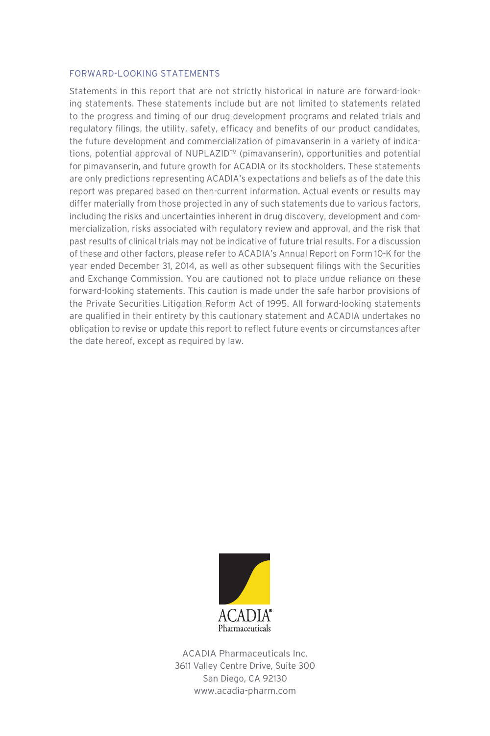## FORWARD-LOOKING STATEMENTS

Statements in this report that are not strictly historical in nature are forward-looking statements. These statements include but are not limited to statements related to the progress and timing of our drug development programs and related trials and regulatory filings, the utility, safety, efficacy and benefits of our product candidates, the future development and commercialization of pimavanserin in a variety of indications, potential approval of NUPLAZID™ (pimavanserin), opportunities and potential for pimavanserin, and future growth for ACADIA or its stockholders. These statements are only predictions representing ACADIA's expectations and beliefs as of the date this report was prepared based on then-current information. Actual events or results may differ materially from those projected in any of such statements due to various factors, including the risks and uncertainties inherent in drug discovery, development and commercialization, risks associated with regulatory review and approval, and the risk that past results of clinical trials may not be indicative of future trial results. For a discussion of these and other factors, please refer to ACADIA's Annual Report on Form 10-K for the year ended December 31, 2014, as well as other subsequent filings with the Securities and Exchange Commission. You are cautioned not to place undue reliance on these forward-looking statements. This caution is made under the safe harbor provisions of the Private Securities Litigation Reform Act of 1995. All forward-looking statements are qualified in their entirety by this cautionary statement and ACADIA undertakes no obligation to revise or update this report to reflect future events or circumstances after the date hereof, except as required by law.

ACADIA® Pharmaceuticals

ACADIA Pharmaceuticals Inc.
3611 Valley Centre Drive, Suite 300
San Diego, CA 92130
www.acadia-pharm.com